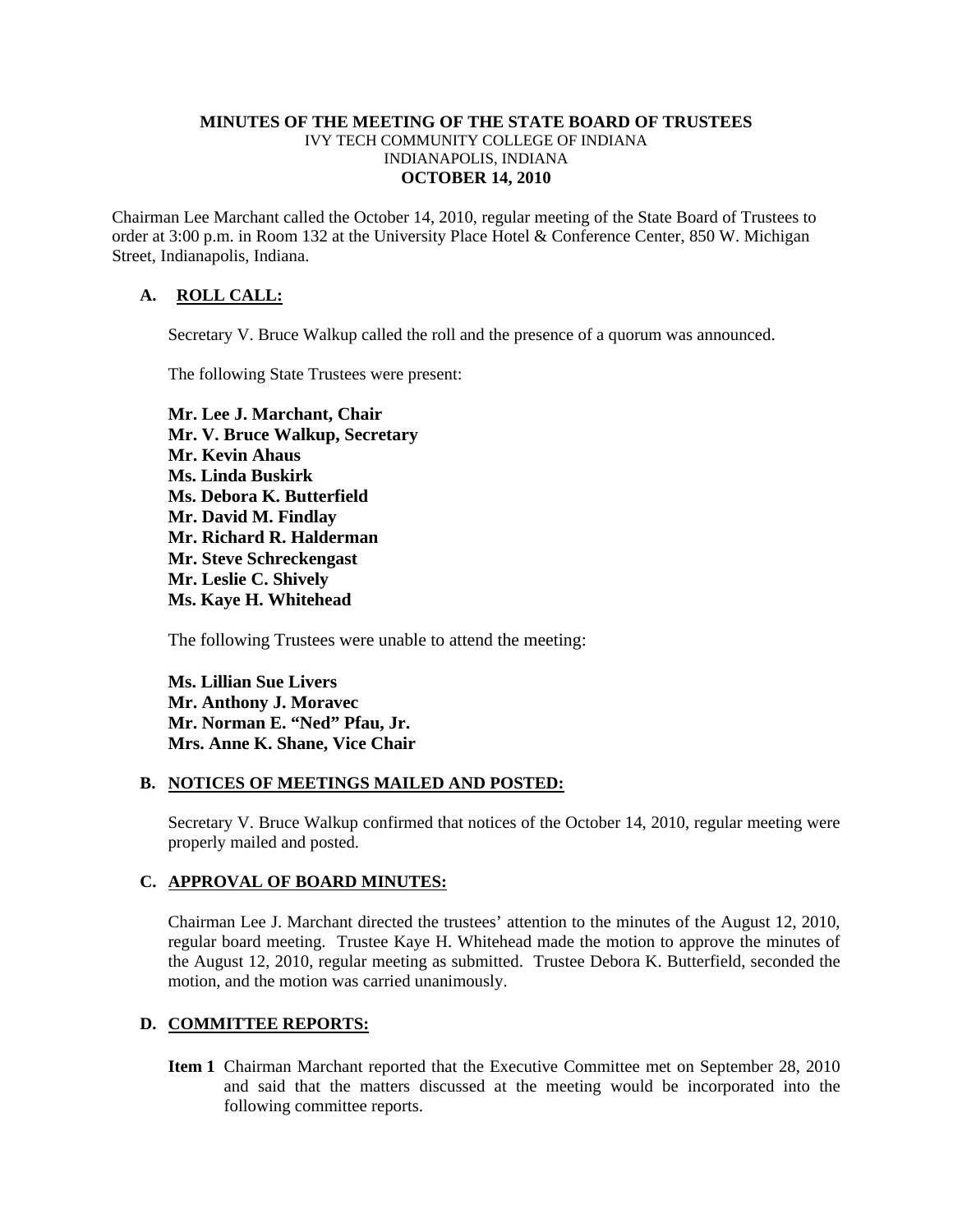**MINUTES OF THE MEETING OF THE STATE BOARD OF TRUSTEES**
IVY TECH COMMUNITY COLLEGE OF INDIANA
INDIANAPOLIS, INDIANA
**OCTOBER 14, 2010**

Chairman Lee Marchant called the October 14, 2010, regular meeting of the State Board of Trustees to order at 3:00 p.m. in Room 132 at the University Place Hotel & Conference Center, 850 W. Michigan Street, Indianapolis, Indiana.

## A. ROLL CALL:

Secretary V. Bruce Walkup called the roll and the presence of a quorum was announced.

The following State Trustees were present:

**Mr. Lee J. Marchant, Chair**
**Mr. V. Bruce Walkup, Secretary**
**Mr. Kevin Ahaus**
**Ms. Linda Buskirk**
**Ms. Debora K. Butterfield**
**Mr. David M. Findlay**
**Mr. Richard R. Halderman**
**Mr. Steve Schreckengast**
**Mr. Leslie C. Shively**
**Ms. Kaye H. Whitehead**

The following Trustees were unable to attend the meeting:

**Ms. Lillian Sue Livers**
**Mr. Anthony J. Moravec**
**Mr. Norman E. "Ned" Pfau, Jr.**
**Mrs. Anne K. Shane, Vice Chair**

## B. NOTICES OF MEETINGS MAILED AND POSTED:

Secretary V. Bruce Walkup confirmed that notices of the October 14, 2010, regular meeting were properly mailed and posted.

## C. APPROVAL OF BOARD MINUTES:

Chairman Lee J. Marchant directed the trustees' attention to the minutes of the August 12, 2010, regular board meeting. Trustee Kaye H. Whitehead made the motion to approve the minutes of the August 12, 2010, regular meeting as submitted. Trustee Debora K. Butterfield, seconded the motion, and the motion was carried unanimously.

## D. COMMITTEE REPORTS:

**Item 1** Chairman Marchant reported that the Executive Committee met on September 28, 2010 and said that the matters discussed at the meeting would be incorporated into the following committee reports.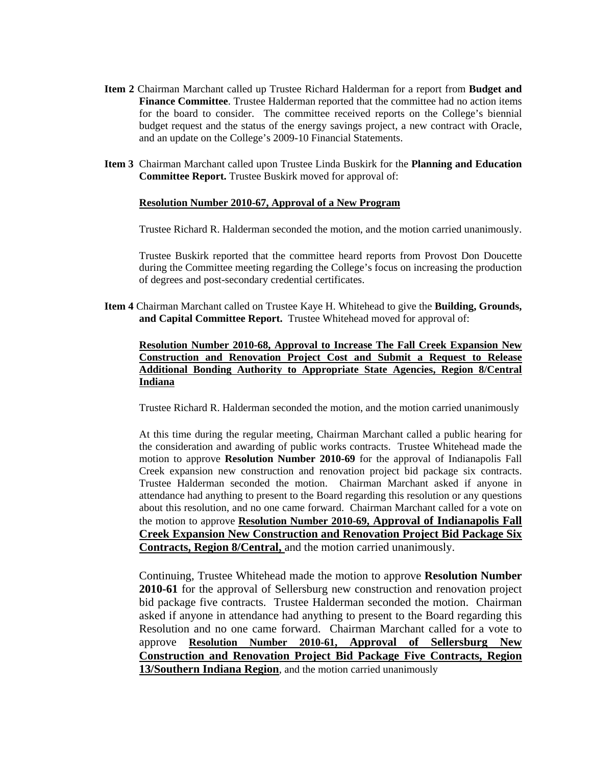**Item 2** Chairman Marchant called up Trustee Richard Halderman for a report from **Budget and Finance Committee**. Trustee Halderman reported that the committee had no action items for the board to consider. The committee received reports on the College's biennial budget request and the status of the energy savings project, a new contract with Oracle, and an update on the College's 2009-10 Financial Statements.

**Item 3** Chairman Marchant called upon Trustee Linda Buskirk for the **Planning and Education Committee Report.** Trustee Buskirk moved for approval of:

**Resolution Number 2010-67, Approval of a New Program**

Trustee Richard R. Halderman seconded the motion, and the motion carried unanimously.

Trustee Buskirk reported that the committee heard reports from Provost Don Doucette during the Committee meeting regarding the College's focus on increasing the production of degrees and post-secondary credential certificates.

**Item 4** Chairman Marchant called on Trustee Kaye H. Whitehead to give the **Building, Grounds, and Capital Committee Report.** Trustee Whitehead moved for approval of:

**Resolution Number 2010-68, Approval to Increase The Fall Creek Expansion New Construction and Renovation Project Cost and Submit a Request to Release Additional Bonding Authority to Appropriate State Agencies, Region 8/Central Indiana**

Trustee Richard R. Halderman seconded the motion, and the motion carried unanimously

At this time during the regular meeting, Chairman Marchant called a public hearing for the consideration and awarding of public works contracts. Trustee Whitehead made the motion to approve **Resolution Number 2010-69** for the approval of Indianapolis Fall Creek expansion new construction and renovation project bid package six contracts. Trustee Halderman seconded the motion. Chairman Marchant asked if anyone in attendance had anything to present to the Board regarding this resolution or any questions about this resolution, and no one came forward. Chairman Marchant called for a vote on the motion to approve **Resolution Number 2010-69, Approval of Indianapolis Fall Creek Expansion New Construction and Renovation Project Bid Package Six Contracts, Region 8/Central,** and the motion carried unanimously.

Continuing, Trustee Whitehead made the motion to approve **Resolution Number 2010-61** for the approval of Sellersburg new construction and renovation project bid package five contracts. Trustee Halderman seconded the motion. Chairman asked if anyone in attendance had anything to present to the Board regarding this Resolution and no one came forward. Chairman Marchant called for a vote to approve **Resolution Number 2010-61, Approval of Sellersburg New Construction and Renovation Project Bid Package Five Contracts, Region 13/Southern Indiana Region**, and the motion carried unanimously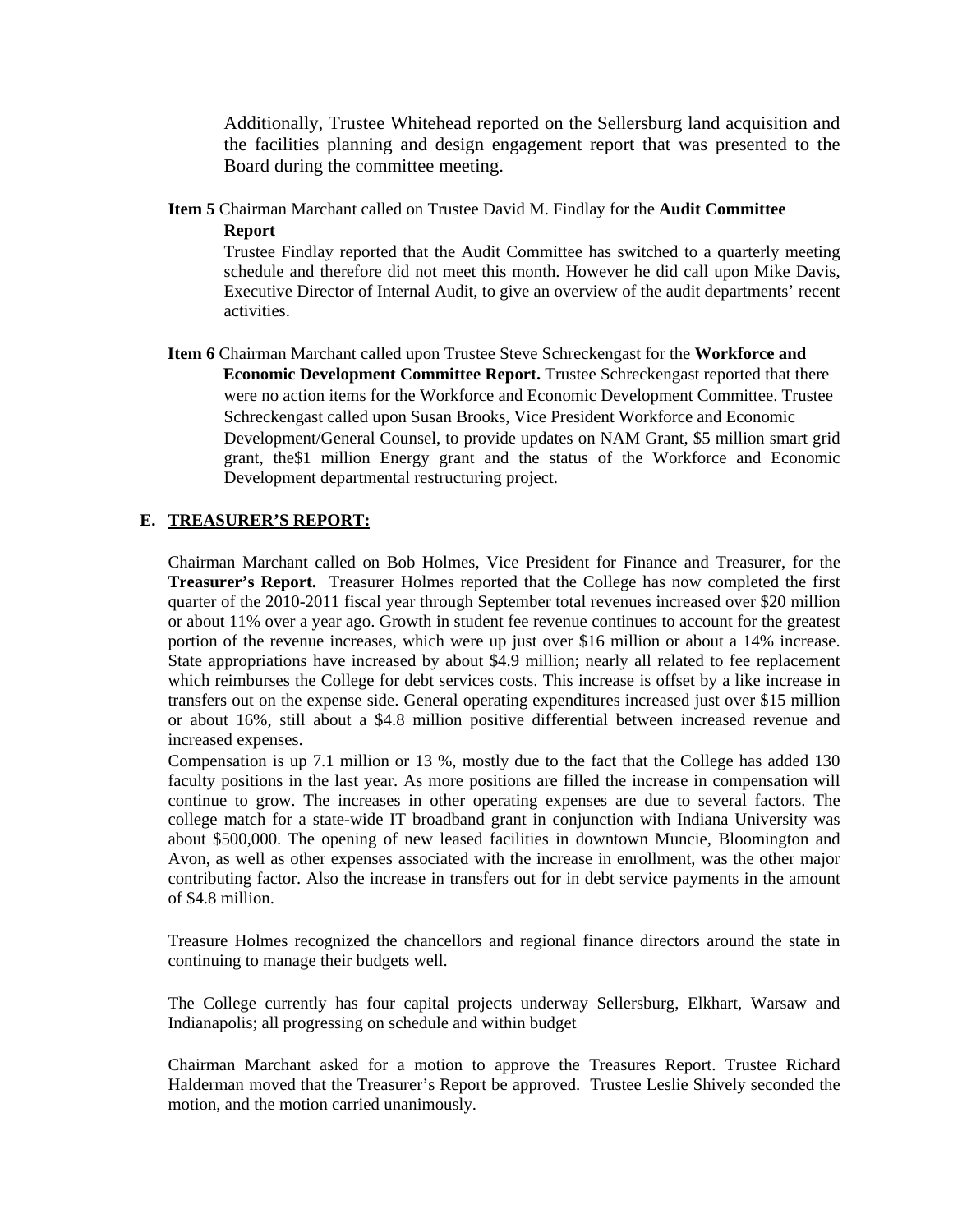Additionally, Trustee Whitehead reported on the Sellersburg land acquisition and the facilities planning and design engagement report that was presented to the Board during the committee meeting.

**Item 5** Chairman Marchant called on Trustee David M. Findlay for the **Audit Committee Report**

Trustee Findlay reported that the Audit Committee has switched to a quarterly meeting schedule and therefore did not meet this month. However he did call upon Mike Davis, Executive Director of Internal Audit, to give an overview of the audit departments' recent activities.

**Item 6** Chairman Marchant called upon Trustee Steve Schreckengast for the **Workforce and Economic Development Committee Report.** Trustee Schreckengast reported that there were no action items for the Workforce and Economic Development Committee. Trustee Schreckengast called upon Susan Brooks, Vice President Workforce and Economic Development/General Counsel, to provide updates on NAM Grant, $5 million smart grid grant, the$1 million Energy grant and the status of the Workforce and Economic Development departmental restructuring project.

## E. TREASURER'S REPORT:

Chairman Marchant called on Bob Holmes, Vice President for Finance and Treasurer, for the **Treasurer's Report.** Treasurer Holmes reported that the College has now completed the first quarter of the 2010-2011 fiscal year through September total revenues increased over $20 million or about 11% over a year ago. Growth in student fee revenue continues to account for the greatest portion of the revenue increases, which were up just over $16 million or about a 14% increase. State appropriations have increased by about $4.9 million; nearly all related to fee replacement which reimburses the College for debt services costs. This increase is offset by a like increase in transfers out on the expense side. General operating expenditures increased just over $15 million or about 16%, still about a $4.8 million positive differential between increased revenue and increased expenses.

Compensation is up 7.1 million or 13 %, mostly due to the fact that the College has added 130 faculty positions in the last year. As more positions are filled the increase in compensation will continue to grow. The increases in other operating expenses are due to several factors. The college match for a state-wide IT broadband grant in conjunction with Indiana University was about $500,000. The opening of new leased facilities in downtown Muncie, Bloomington and Avon, as well as other expenses associated with the increase in enrollment, was the other major contributing factor. Also the increase in transfers out for in debt service payments in the amount of $4.8 million.

Treasure Holmes recognized the chancellors and regional finance directors around the state in continuing to manage their budgets well.

The College currently has four capital projects underway Sellersburg, Elkhart, Warsaw and Indianapolis; all progressing on schedule and within budget

Chairman Marchant asked for a motion to approve the Treasures Report. Trustee Richard Halderman moved that the Treasurer's Report be approved. Trustee Leslie Shively seconded the motion, and the motion carried unanimously.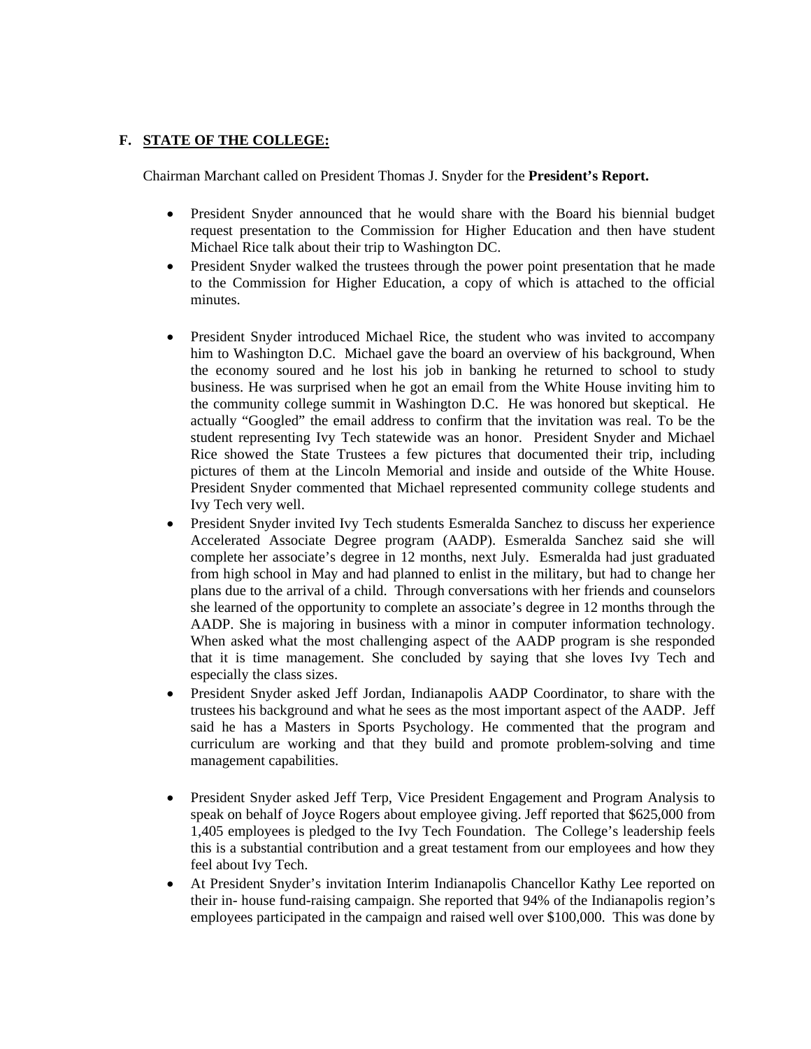## F. STATE OF THE COLLEGE:

Chairman Marchant called on President Thomas J. Snyder for the **President's Report.**

- President Snyder announced that he would share with the Board his biennial budget request presentation to the Commission for Higher Education and then have student Michael Rice talk about their trip to Washington DC.
- President Snyder walked the trustees through the power point presentation that he made to the Commission for Higher Education, a copy of which is attached to the official minutes.
- President Snyder introduced Michael Rice, the student who was invited to accompany him to Washington D.C. Michael gave the board an overview of his background, When the economy soured and he lost his job in banking he returned to school to study business. He was surprised when he got an email from the White House inviting him to the community college summit in Washington D.C. He was honored but skeptical. He actually "Googled" the email address to confirm that the invitation was real. To be the student representing Ivy Tech statewide was an honor. President Snyder and Michael Rice showed the State Trustees a few pictures that documented their trip, including pictures of them at the Lincoln Memorial and inside and outside of the White House. President Snyder commented that Michael represented community college students and Ivy Tech very well.
- President Snyder invited Ivy Tech students Esmeralda Sanchez to discuss her experience Accelerated Associate Degree program (AADP). Esmeralda Sanchez said she will complete her associate's degree in 12 months, next July. Esmeralda had just graduated from high school in May and had planned to enlist in the military, but had to change her plans due to the arrival of a child. Through conversations with her friends and counselors she learned of the opportunity to complete an associate's degree in 12 months through the AADP. She is majoring in business with a minor in computer information technology. When asked what the most challenging aspect of the AADP program is she responded that it is time management. She concluded by saying that she loves Ivy Tech and especially the class sizes.
- President Snyder asked Jeff Jordan, Indianapolis AADP Coordinator, to share with the trustees his background and what he sees as the most important aspect of the AADP. Jeff said he has a Masters in Sports Psychology. He commented that the program and curriculum are working and that they build and promote problem-solving and time management capabilities.
- President Snyder asked Jeff Terp, Vice President Engagement and Program Analysis to speak on behalf of Joyce Rogers about employee giving. Jeff reported that $625,000 from 1,405 employees is pledged to the Ivy Tech Foundation. The College's leadership feels this is a substantial contribution and a great testament from our employees and how they feel about Ivy Tech.
- At President Snyder's invitation Interim Indianapolis Chancellor Kathy Lee reported on their in- house fund-raising campaign. She reported that 94% of the Indianapolis region's employees participated in the campaign and raised well over $100,000. This was done by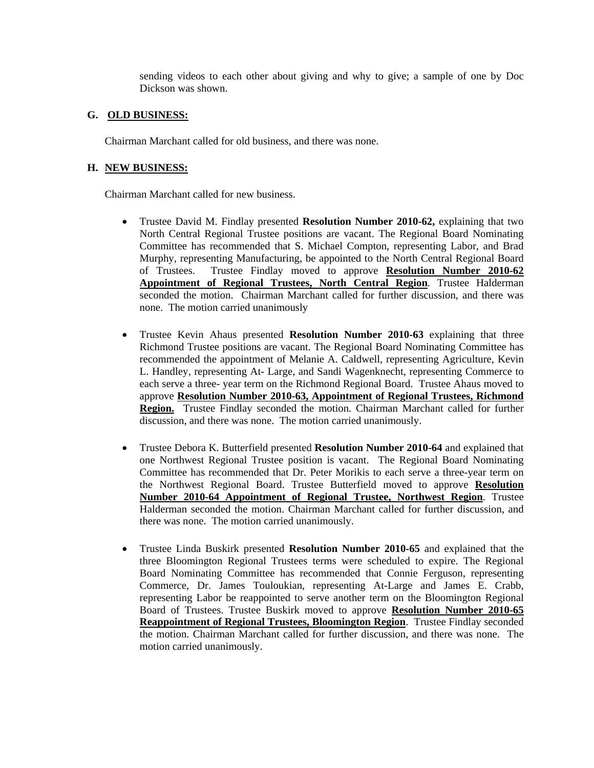sending videos to each other about giving and why to give; a sample of one by Doc Dickson was shown.

## G. OLD BUSINESS:

Chairman Marchant called for old business, and there was none.

## H. NEW BUSINESS:

Chairman Marchant called for new business.

- Trustee David M. Findlay presented **Resolution Number 2010-62,** explaining that two North Central Regional Trustee positions are vacant. The Regional Board Nominating Committee has recommended that S. Michael Compton, representing Labor, and Brad Murphy, representing Manufacturing, be appointed to the North Central Regional Board of Trustees. Trustee Findlay moved to approve **Resolution Number 2010-62 Appointment of Regional Trustees, North Central Region**. Trustee Halderman seconded the motion. Chairman Marchant called for further discussion, and there was none. The motion carried unanimously

- Trustee Kevin Ahaus presented **Resolution Number 2010-63** explaining that three Richmond Trustee positions are vacant. The Regional Board Nominating Committee has recommended the appointment of Melanie A. Caldwell, representing Agriculture, Kevin L. Handley, representing At- Large, and Sandi Wagenknecht, representing Commerce to each serve a three- year term on the Richmond Regional Board. Trustee Ahaus moved to approve **Resolution Number 2010-63, Appointment of Regional Trustees, Richmond Region.** Trustee Findlay seconded the motion. Chairman Marchant called for further discussion, and there was none. The motion carried unanimously.

- Trustee Debora K. Butterfield presented **Resolution Number 2010-64** and explained that one Northwest Regional Trustee position is vacant. The Regional Board Nominating Committee has recommended that Dr. Peter Morikis to each serve a three-year term on the Northwest Regional Board. Trustee Butterfield moved to approve **Resolution Number 2010-64 Appointment of Regional Trustee, Northwest Region**. Trustee Halderman seconded the motion. Chairman Marchant called for further discussion, and there was none. The motion carried unanimously.

- Trustee Linda Buskirk presented **Resolution Number 2010-65** and explained that the three Bloomington Regional Trustees terms were scheduled to expire. The Regional Board Nominating Committee has recommended that Connie Ferguson, representing Commerce, Dr. James Touloukian, representing At-Large and James E. Crabb, representing Labor be reappointed to serve another term on the Bloomington Regional Board of Trustees. Trustee Buskirk moved to approve **Resolution Number 2010-65 Reappointment of Regional Trustees, Bloomington Region**. Trustee Findlay seconded the motion. Chairman Marchant called for further discussion, and there was none. The motion carried unanimously.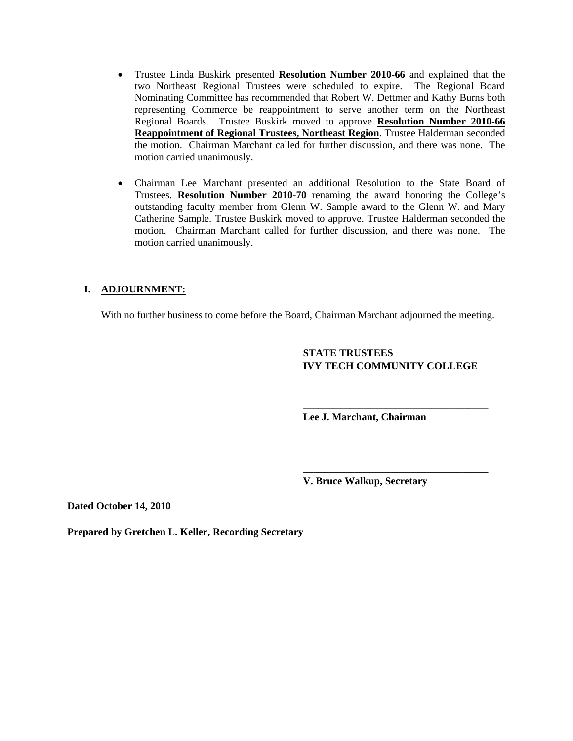- Trustee Linda Buskirk presented **Resolution Number 2010-66** and explained that the two Northeast Regional Trustees were scheduled to expire. The Regional Board Nominating Committee has recommended that Robert W. Dettmer and Kathy Burns both representing Commerce be reappointment to serve another term on the Northeast Regional Boards. Trustee Buskirk moved to approve **Resolution Number 2010-66 Reappointment of Regional Trustees, Northeast Region**. Trustee Halderman seconded the motion. Chairman Marchant called for further discussion, and there was none. The motion carried unanimously.

- Chairman Lee Marchant presented an additional Resolution to the State Board of Trustees. **Resolution Number 2010-70** renaming the award honoring the College's outstanding faculty member from Glenn W. Sample award to the Glenn W. and Mary Catherine Sample. Trustee Buskirk moved to approve. Trustee Halderman seconded the motion. Chairman Marchant called for further discussion, and there was none. The motion carried unanimously.

## I. ADJOURNMENT:

With no further business to come before the Board, Chairman Marchant adjourned the meeting.

**STATE TRUSTEES**
**IVY TECH COMMUNITY COLLEGE**

\_\_\_\_\_\_\_\_\_\_\_\_\_\_\_\_\_\_\_\_\_\_\_\_\_\_\_\_\_\_\_\_\_\_\_\_\_
**Lee J. Marchant, Chairman**

\_\_\_\_\_\_\_\_\_\_\_\_\_\_\_\_\_\_\_\_\_\_\_\_\_\_\_\_\_\_\_\_\_\_\_\_\_
**V. Bruce Walkup, Secretary**

**Dated October 14, 2010**

**Prepared by Gretchen L. Keller, Recording Secretary**